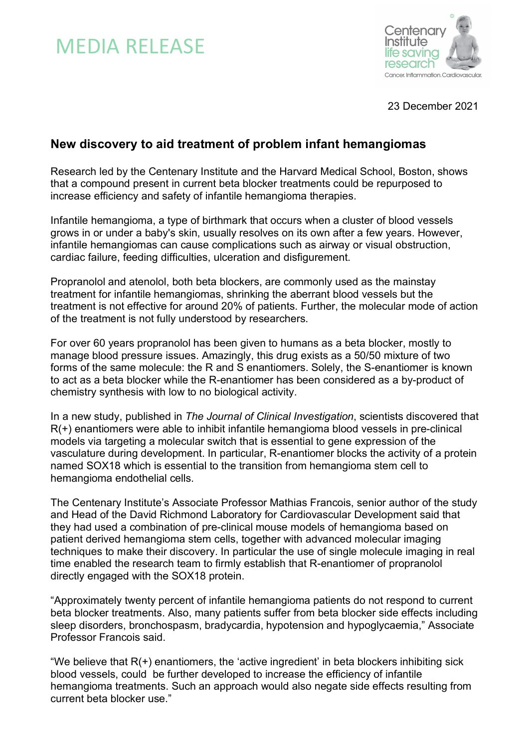# MEDIA RELEASE

23 December 2021

## New discovery to aid treatment of problem infant hemangiomas

Research led by the Centenary Institute and the Harvard Medical School, Boston, shows that a compound present in current beta blocker treatments could be repurposed to increase efficiency and safety of infantile hemangioma therapies.

Infantile hemangioma, a type of birthmark that occurs when a cluster of blood vessels grows in or under a baby's skin, usually resolves on its own after a few years. However, infantile hemangiomas can cause complications such as airway or visual obstruction, cardiac failure, feeding difficulties, ulceration and disfigurement.

Propranolol and atenolol, both beta blockers, are commonly used as the mainstay treatment for infantile hemangiomas, shrinking the aberrant blood vessels but the treatment is not effective for around 20% of patients. Further, the molecular mode of action of the treatment is not fully understood by researchers.

For over 60 years propranolol has been given to humans as a beta blocker, mostly to manage blood pressure issues. Amazingly, this drug exists as a 50/50 mixture of two forms of the same molecule: the R and S enantiomers. Solely, the S-enantiomer is known to act as a beta blocker while the R-enantiomer has been considered as a by-product of chemistry synthesis with low to no biological activity.

In a new study, published in *The Journal of Clinical Investigation*, scientists discovered that R(+) enantiomers were able to inhibit infantile hemangioma blood vessels in pre-clinical models via targeting a molecular switch that is essential to gene expression of the vasculature during development. In particular, R-enantiomer blocks the activity of a protein named SOX18 which is essential to the transition from hemangioma stem cell to hemangioma endothelial cells.

The Centenary Institute's Associate Professor Mathias Francois, senior author of the study and Head of the David Richmond Laboratory for Cardiovascular Development said that they had used a combination of pre-clinical mouse models of hemangioma based on patient derived hemangioma stem cells, together with advanced molecular imaging techniques to make their discovery. In particular the use of single molecule imaging in real time enabled the research team to firmly establish that R-enantiomer of propranolol directly engaged with the SOX18 protein.

"Approximately twenty percent of infantile hemangioma patients do not respond to current beta blocker treatments. Also, many patients suffer from beta blocker side effects including sleep disorders, bronchospasm, bradycardia, hypotension and hypoglycaemia," Associate Professor Francois said.

"We believe that R(+) enantiomers, the 'active ingredient' in beta blockers inhibiting sick blood vessels, could be further developed to increase the efficiency of infantile hemangioma treatments. Such an approach would also negate side effects resulting from current beta blocker use."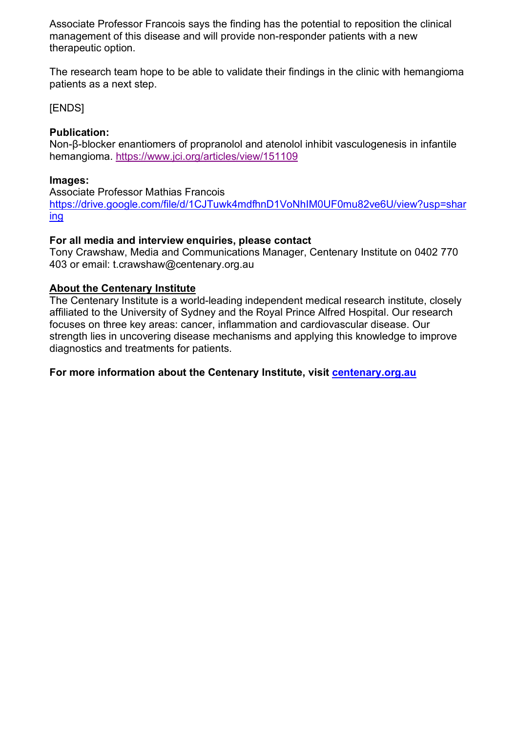Associate Professor Francois says the finding has the potential to reposition the clinical management of this disease and will provide non-responder patients with a new therapeutic option.

The research team hope to be able to validate their findings in the clinic with hemangioma patients as a next step.

[ENDS]

**Publication:**
Non-β-blocker enantiomers of propranolol and atenolol inhibit vasculogenesis in infantile hemangioma. https://www.jci.org/articles/view/151109

**Images:**
Associate Professor Mathias Francois
https://drive.google.com/file/d/1CJTuwk4mdfhnD1VoNhIM0UF0mu82ve6U/view?usp=sharing

**For all media and interview enquiries, please contact**
Tony Crawshaw, Media and Communications Manager, Centenary Institute on 0402 770 403 or email: t.crawshaw@centenary.org.au

**About the Centenary Institute**
The Centenary Institute is a world-leading independent medical research institute, closely affiliated to the University of Sydney and the Royal Prince Alfred Hospital. Our research focuses on three key areas: cancer, inflammation and cardiovascular disease. Our strength lies in uncovering disease mechanisms and applying this knowledge to improve diagnostics and treatments for patients.

**For more information about the Centenary Institute, visit centenary.org.au**